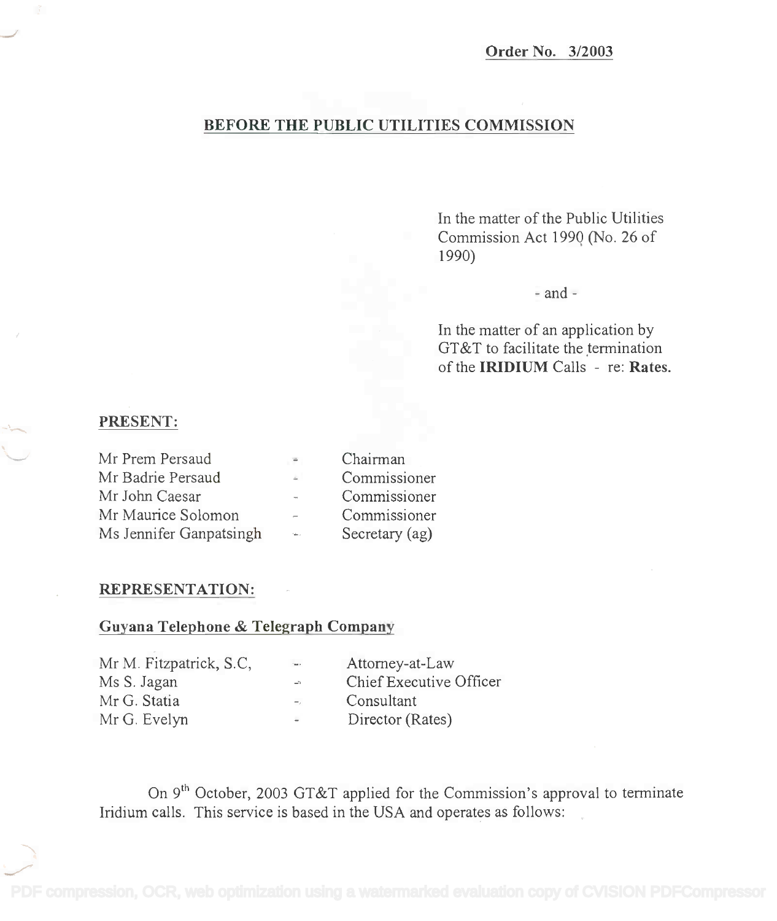**Order No. 3/2003**

## BEFORE THE PUBLIC UTILITIES COMMISSION

In the matter of the Public Utilities Commission Act 1990 (No. 26 of 1990)

- and -

In the matter of an application by GT&T to facilitate the termination of the **IRIDIUM** Calls - re: **Rates.**

### PRESENT:

| | | |
|---|---|---|
| Mr Prem Persaud | - | Chairman |
| Mr Badrie Persaud | - | Commissioner |
| Mr John Caesar | - | Commissioner |
| Mr Maurice Solomon | - | Commissioner |
| Ms Jennifer Ganpatsingh | - | Secretary (ag) |

### REPRESENTATION:

#### Guyana Telephone & Telegraph Company

| | | |
|---|---|---|
| Mr M. Fitzpatrick, S.C, | - | Attorney-at-Law |
| Ms S. Jagan | - | Chief Executive Officer |
| Mr G. Statia | - | Consultant |
| Mr G. Evelyn | - | Director (Rates) |

On 9th October, 2003 GT&T applied for the Commission's approval to terminate Iridium calls. This service is based in the USA and operates as follows: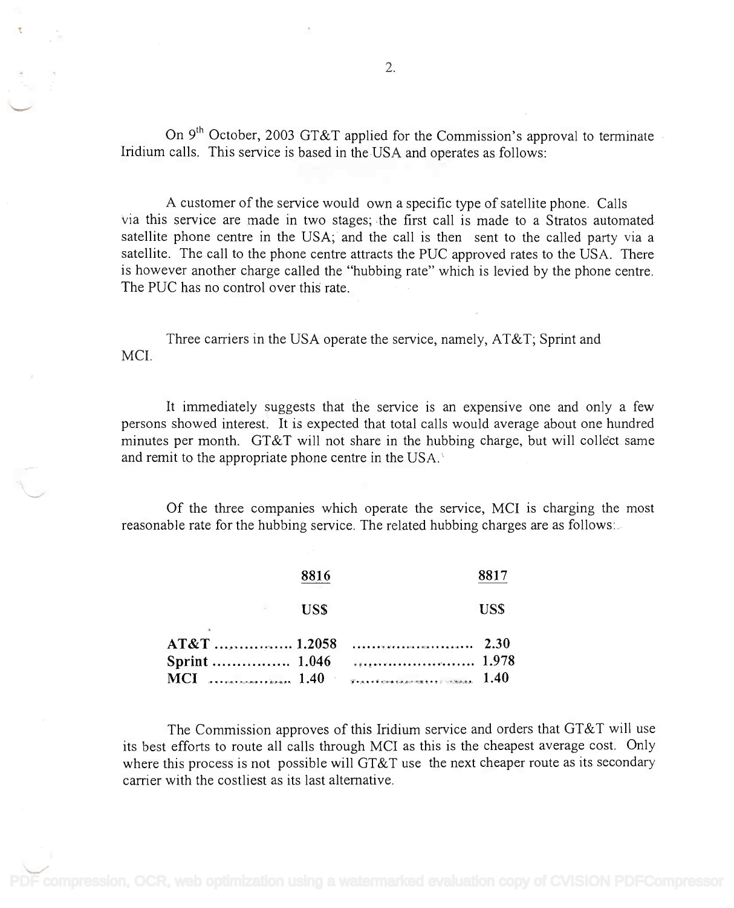On 9th October, 2003 GT&T applied for the Commission's approval to terminate Iridium calls. This service is based in the USA and operates as follows:

A customer of the service would own a specific type of satellite phone. Calls via this service are made in two stages; the first call is made to a Stratos automated satellite phone centre in the USA; and the call is then sent to the called party via a satellite. The call to the phone centre attracts the PUC approved rates to the USA. There is however another charge called the "hubbing rate" which is levied by the phone centre. The PUC has no control over this rate.

Three carriers in the USA operate the service, namely, AT&T; Sprint and MCI.

It immediately suggests that the service is an expensive one and only a few persons showed interest. It is expected that total calls would average about one hundred minutes per month. GT&T will not share in the hubbing charge, but will collect same and remit to the appropriate phone centre in the USA.

Of the three companies which operate the service, MCI is charging the most reasonable rate for the hubbing service. The related hubbing charges are as follows:

| | 8816 | 8817 |
|---|---|---|
| | US$ | US$ |
| **AT&T** | **1.2058** | **2.30** |
| **Sprint** | **1.046** | **1.978** |
| **MCI** | **1.40** | **1.40** |

The Commission approves of this Iridium service and orders that GT&T will use its best efforts to route all calls through MCI as this is the cheapest average cost. Only where this process is not possible will GT&T use the next cheaper route as its secondary carrier with the costliest as its last alternative.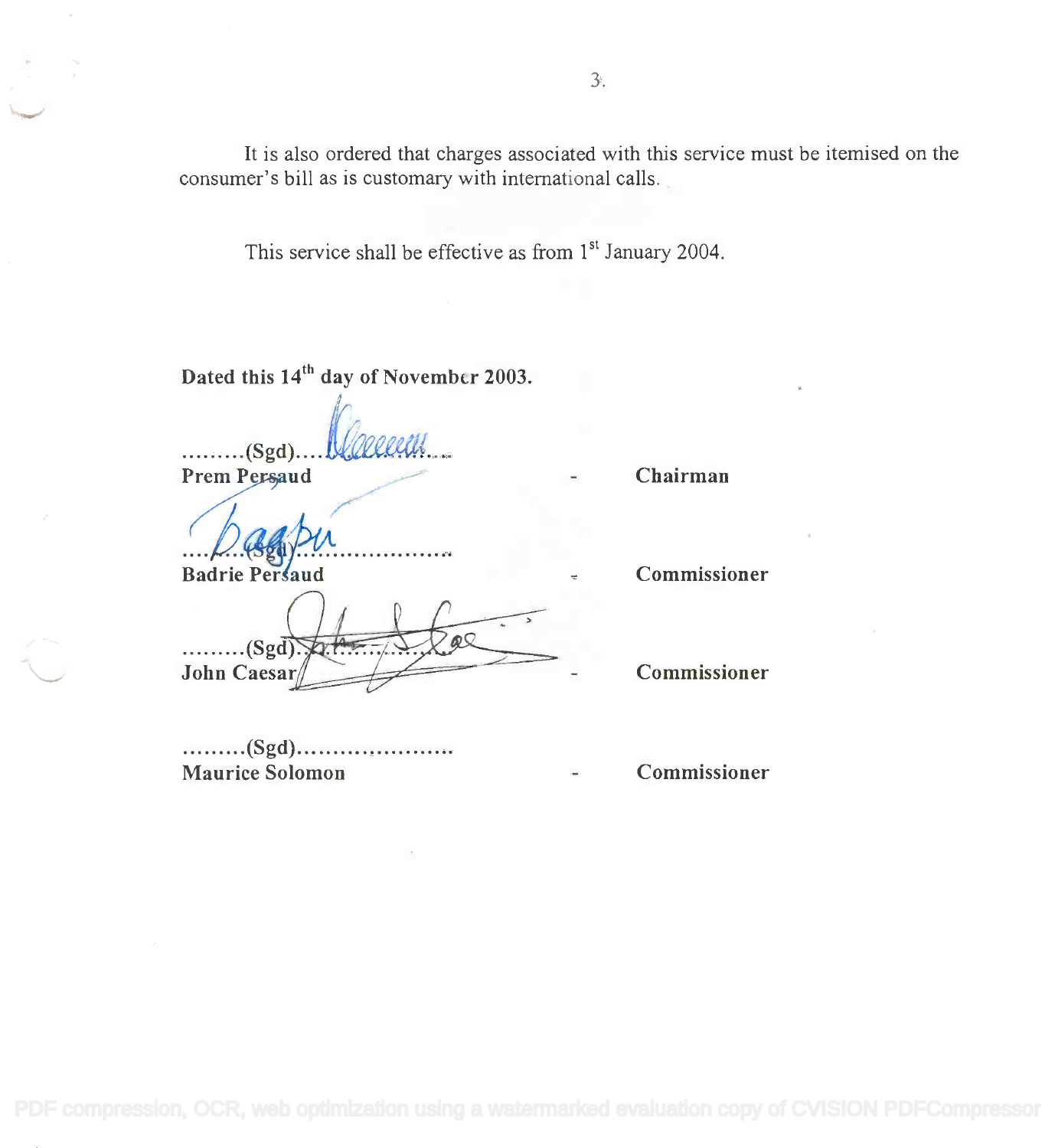It is also ordered that charges associated with this service must be itemised on the consumer's bill as is customary with international calls.

This service shall be effective as from 1st January 2004.

**Dated this 14th day of November 2003.**

| | | |
|---|---|---|
| **.........(Sgd).......................**<br>**Prem Persaud** | - | **Chairman** |
| **.........(Sgd).......................**<br>**Badrie Persaud** | - | **Commissioner** |
| **.........(Sgd).......................**<br>**John Caesar** | - | **Commissioner** |
| **.........(Sgd).......................**<br>**Maurice Solomon** | - | **Commissioner** |